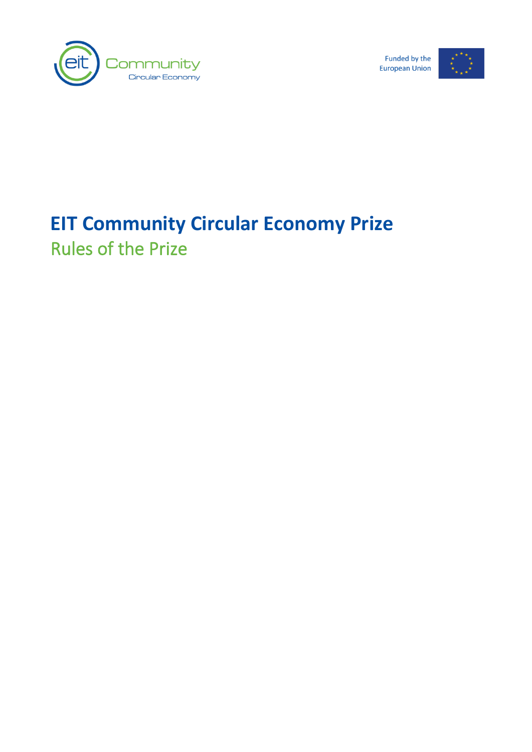# EIT Community Circular Economy Prize

## Rules of the Prize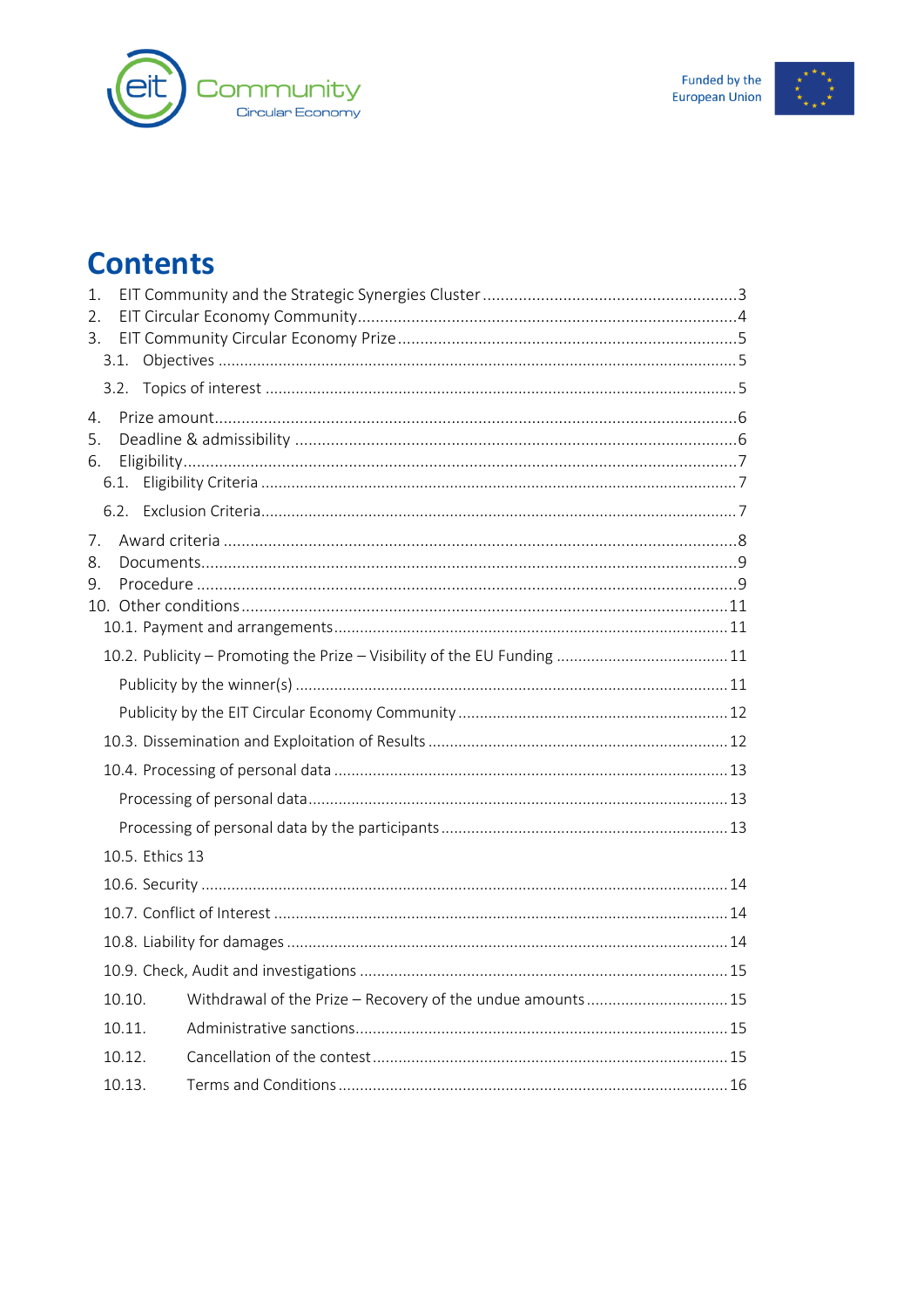# Contents

1. EIT Community and the Strategic Synergies Cluster ........................................................ 3
2. EIT Circular Economy Community ........................................................................ 4
3. EIT Community Circular Economy Prize ..................................................................... 5
   - 3.1. Objectives ........................................................................................... 5
   - 3.2. Topics of interest ................................................................................... 5
4. Prize amount ............................................................................................ 6
5. Deadline & admissibility ................................................................................ 6
6. Eligibility .............................................................................................. 7
   - 6.1. Eligibility Criteria ................................................................................. 7
   - 6.2. Exclusion Criteria ................................................................................... 7
7. Award criteria ........................................................................................... 8
8. Documents ................................................................................................ 9
9. Procedure ................................................................................................ 9
10. Other conditions ....................................................................................... 11
    - 10.1. Payment and arrangements ......................................................................... 11
    - 10.2. Publicity – Promoting the Prize – Visibility of the EU Funding ................................... 11
      - Publicity by the winner(s) ......................................................................... 11
      - Publicity by the EIT Circular Economy Community ..................................................... 12
    - 10.3. Dissemination and Exploitation of Results ........................................................ 12
    - 10.4. Processing of personal data ....................................................................... 13
      - Processing of personal data ........................................................................ 13
      - Processing of personal data by the participants .................................................... 13
    - 10.5. Ethics 13
    - 10.6. Security .......................................................................................... 14
    - 10.7. Conflict of Interest .............................................................................. 14
    - 10.8. Liability for damages ............................................................................. 14
    - 10.9. Check, Audit and investigations ................................................................... 15
    - 10.10. Withdrawal of the Prize – Recovery of the undue amounts .......................................... 15
    - 10.11. Administrative sanctions ......................................................................... 15
    - 10.12. Cancellation of the contest ...................................................................... 15
    - 10.13. Terms and Conditions ............................................................................. 16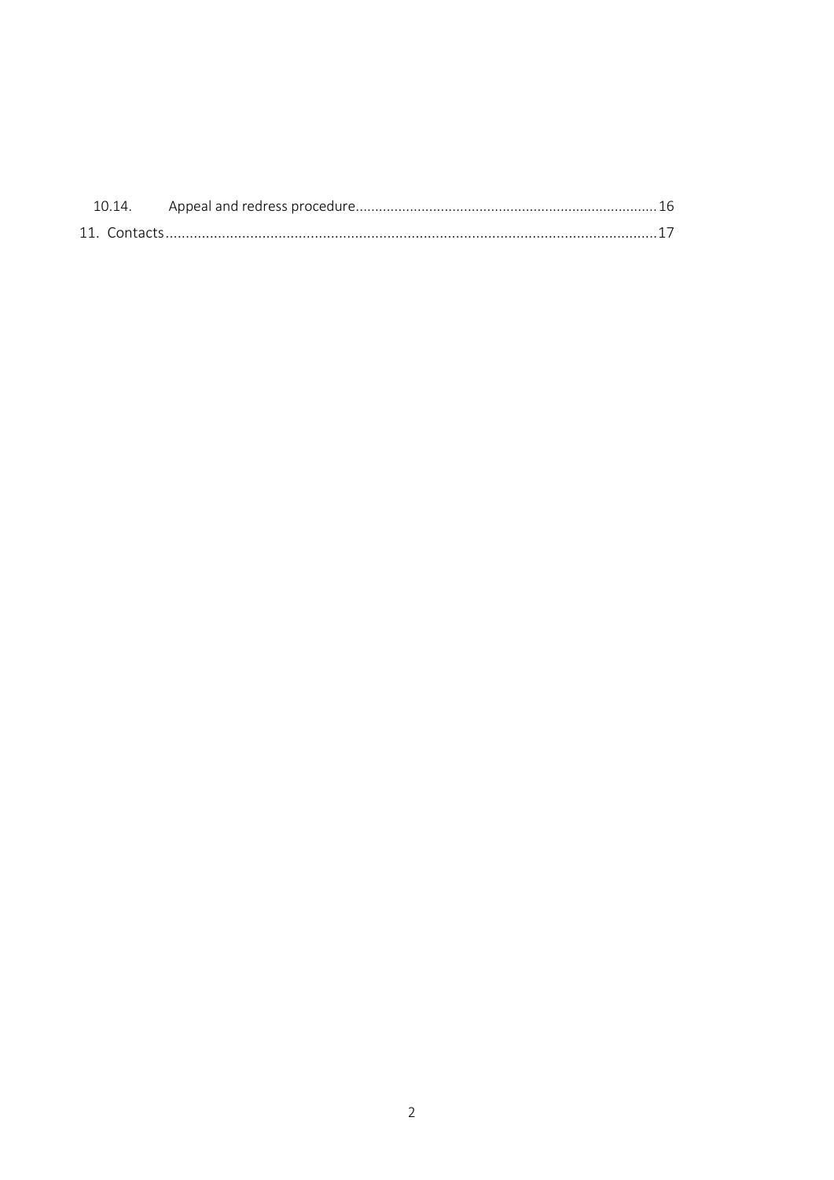10.14. Appeal and redress procedure....................................................................................16

11. Contacts.................................................................................................................................17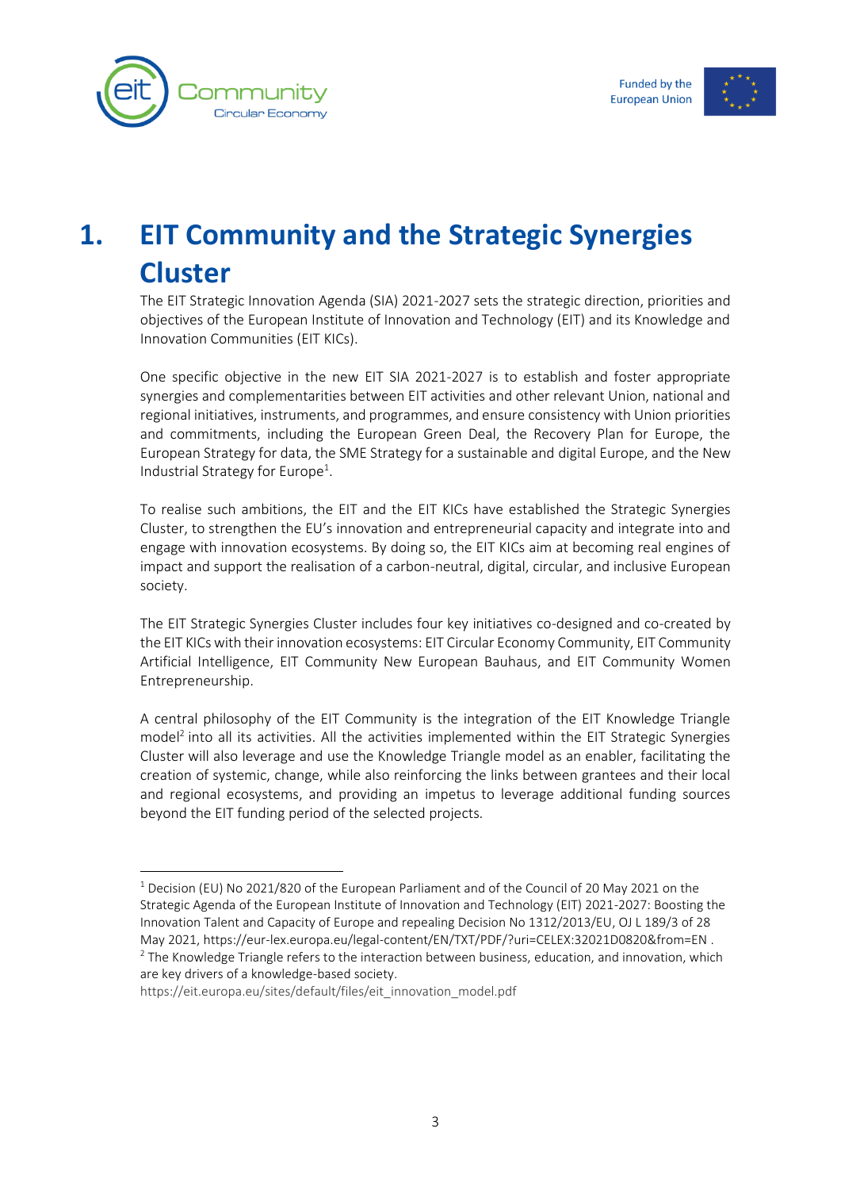# 1. EIT Community and the Strategic Synergies Cluster

The EIT Strategic Innovation Agenda (SIA) 2021-2027 sets the strategic direction, priorities and objectives of the European Institute of Innovation and Technology (EIT) and its Knowledge and Innovation Communities (EIT KICs).

One specific objective in the new EIT SIA 2021-2027 is to establish and foster appropriate synergies and complementarities between EIT activities and other relevant Union, national and regional initiatives, instruments, and programmes, and ensure consistency with Union priorities and commitments, including the European Green Deal, the Recovery Plan for Europe, the European Strategy for data, the SME Strategy for a sustainable and digital Europe, and the New Industrial Strategy for Europe[1].

To realise such ambitions, the EIT and the EIT KICs have established the Strategic Synergies Cluster, to strengthen the EU's innovation and entrepreneurial capacity and integrate into and engage with innovation ecosystems. By doing so, the EIT KICs aim at becoming real engines of impact and support the realisation of a carbon-neutral, digital, circular, and inclusive European society.

The EIT Strategic Synergies Cluster includes four key initiatives co-designed and co-created by the EIT KICs with their innovation ecosystems: EIT Circular Economy Community, EIT Community Artificial Intelligence, EIT Community New European Bauhaus, and EIT Community Women Entrepreneurship.

A central philosophy of the EIT Community is the integration of the EIT Knowledge Triangle model[2] into all its activities. All the activities implemented within the EIT Strategic Synergies Cluster will also leverage and use the Knowledge Triangle model as an enabler, facilitating the creation of systemic, change, while also reinforcing the links between grantees and their local and regional ecosystems, and providing an impetus to leverage additional funding sources beyond the EIT funding period of the selected projects.

---

[1] Decision (EU) No 2021/820 of the European Parliament and of the Council of 20 May 2021 on the Strategic Agenda of the European Institute of Innovation and Technology (EIT) 2021-2027: Boosting the Innovation Talent and Capacity of Europe and repealing Decision No 1312/2013/EU, OJ L 189/3 of 28 May 2021, https://eur-lex.europa.eu/legal-content/EN/TXT/PDF/?uri=CELEX:32021D0820&from=EN .

[2] The Knowledge Triangle refers to the interaction between business, education, and innovation, which are key drivers of a knowledge-based society.
https://eit.europa.eu/sites/default/files/eit_innovation_model.pdf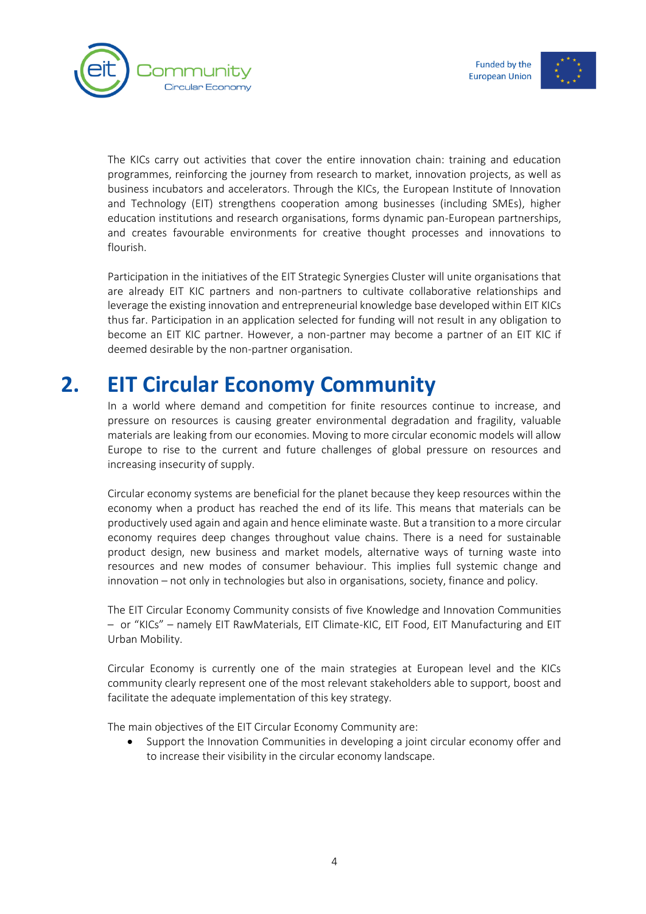The KICs carry out activities that cover the entire innovation chain: training and education programmes, reinforcing the journey from research to market, innovation projects, as well as business incubators and accelerators. Through the KICs, the European Institute of Innovation and Technology (EIT) strengthens cooperation among businesses (including SMEs), higher education institutions and research organisations, forms dynamic pan-European partnerships, and creates favourable environments for creative thought processes and innovations to flourish.

Participation in the initiatives of the EIT Strategic Synergies Cluster will unite organisations that are already EIT KIC partners and non-partners to cultivate collaborative relationships and leverage the existing innovation and entrepreneurial knowledge base developed within EIT KICs thus far. Participation in an application selected for funding will not result in any obligation to become an EIT KIC partner. However, a non-partner may become a partner of an EIT KIC if deemed desirable by the non-partner organisation.

# 2. EIT Circular Economy Community

In a world where demand and competition for finite resources continue to increase, and pressure on resources is causing greater environmental degradation and fragility, valuable materials are leaking from our economies. Moving to more circular economic models will allow Europe to rise to the current and future challenges of global pressure on resources and increasing insecurity of supply.

Circular economy systems are beneficial for the planet because they keep resources within the economy when a product has reached the end of its life. This means that materials can be productively used again and again and hence eliminate waste. But a transition to a more circular economy requires deep changes throughout value chains. There is a need for sustainable product design, new business and market models, alternative ways of turning waste into resources and new modes of consumer behaviour. This implies full systemic change and innovation – not only in technologies but also in organisations, society, finance and policy.

The EIT Circular Economy Community consists of five Knowledge and Innovation Communities – or "KICs" – namely EIT RawMaterials, EIT Climate-KIC, EIT Food, EIT Manufacturing and EIT Urban Mobility.

Circular Economy is currently one of the main strategies at European level and the KICs community clearly represent one of the most relevant stakeholders able to support, boost and facilitate the adequate implementation of this key strategy.

The main objectives of the EIT Circular Economy Community are:

- Support the Innovation Communities in developing a joint circular economy offer and to increase their visibility in the circular economy landscape.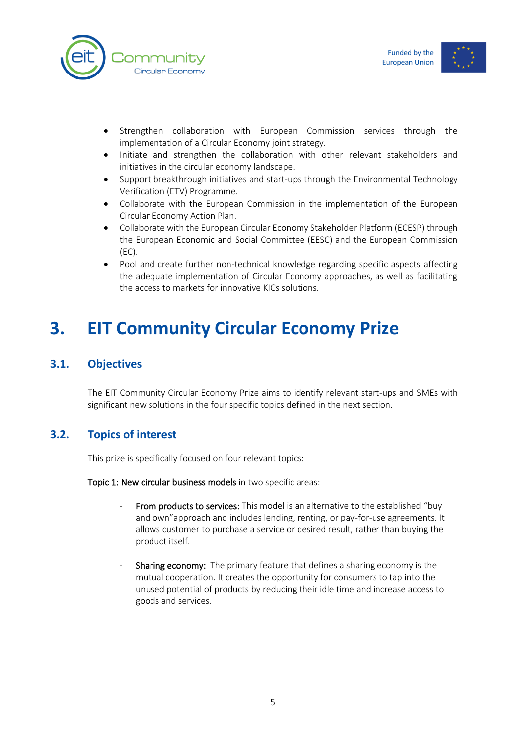- Strengthen collaboration with European Commission services through the implementation of a Circular Economy joint strategy.
- Initiate and strengthen the collaboration with other relevant stakeholders and initiatives in the circular economy landscape.
- Support breakthrough initiatives and start-ups through the Environmental Technology Verification (ETV) Programme.
- Collaborate with the European Commission in the implementation of the European Circular Economy Action Plan.
- Collaborate with the European Circular Economy Stakeholder Platform (ECESP) through the European Economic and Social Committee (EESC) and the European Commission (EC).
- Pool and create further non-technical knowledge regarding specific aspects affecting the adequate implementation of Circular Economy approaches, as well as facilitating the access to markets for innovative KICs solutions.

# 3. EIT Community Circular Economy Prize

## 3.1. Objectives

The EIT Community Circular Economy Prize aims to identify relevant start-ups and SMEs with significant new solutions in the four specific topics defined in the next section.

## 3.2. Topics of interest

This prize is specifically focused on four relevant topics:

Topic 1: New circular business models in two specific areas:

- From products to services: This model is an alternative to the established "buy and own"approach and includes lending, renting, or pay-for-use agreements. It allows customer to purchase a service or desired result, rather than buying the product itself.

- Sharing economy: The primary feature that defines a sharing economy is the mutual cooperation. It creates the opportunity for consumers to tap into the unused potential of products by reducing their idle time and increase access to goods and services.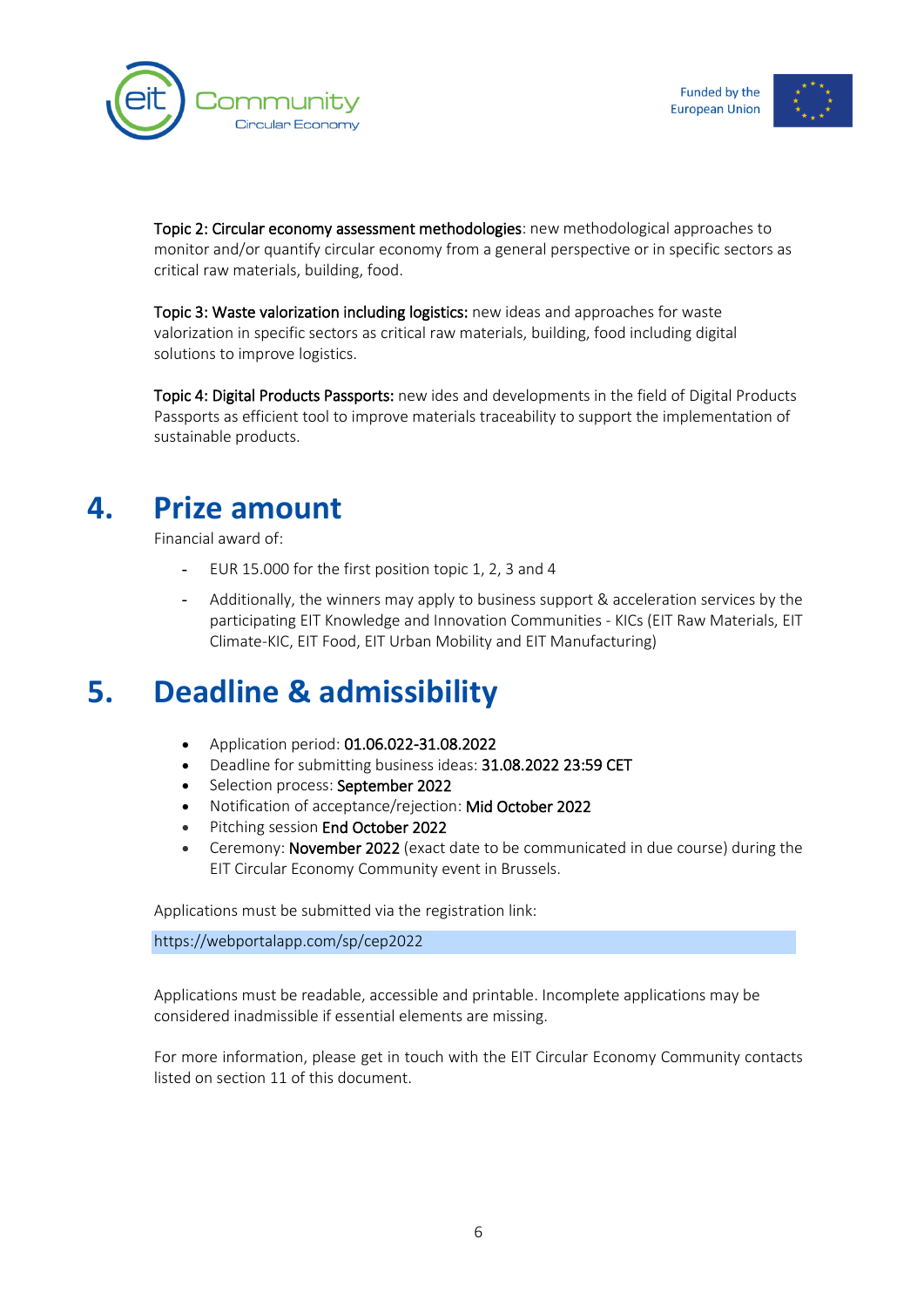**Topic 2: Circular economy assessment methodologies**: new methodological approaches to monitor and/or quantify circular economy from a general perspective or in specific sectors as critical raw materials, building, food.

**Topic 3: Waste valorization including logistics:** new ideas and approaches for waste valorization in specific sectors as critical raw materials, building, food including digital solutions to improve logistics.

**Topic 4: Digital Products Passports:** new ides and developments in the field of Digital Products Passports as efficient tool to improve materials traceability to support the implementation of sustainable products.

# 4. Prize amount

Financial award of:

- EUR 15.000 for the first position topic 1, 2, 3 and 4
- Additionally, the winners may apply to business support & acceleration services by the participating EIT Knowledge and Innovation Communities - KICs (EIT Raw Materials, EIT Climate-KIC, EIT Food, EIT Urban Mobility and EIT Manufacturing)

# 5. Deadline & admissibility

- Application period: 01.06.022-31.08.2022
- Deadline for submitting business ideas: 31.08.2022 23:59 CET
- Selection process: September 2022
- Notification of acceptance/rejection: Mid October 2022
- Pitching session End October 2022
- Ceremony: November 2022 (exact date to be communicated in due course) during the EIT Circular Economy Community event in Brussels.

Applications must be submitted via the registration link:

https://webportalapp.com/sp/cep2022

Applications must be readable, accessible and printable. Incomplete applications may be considered inadmissible if essential elements are missing.

For more information, please get in touch with the EIT Circular Economy Community contacts listed on section 11 of this document.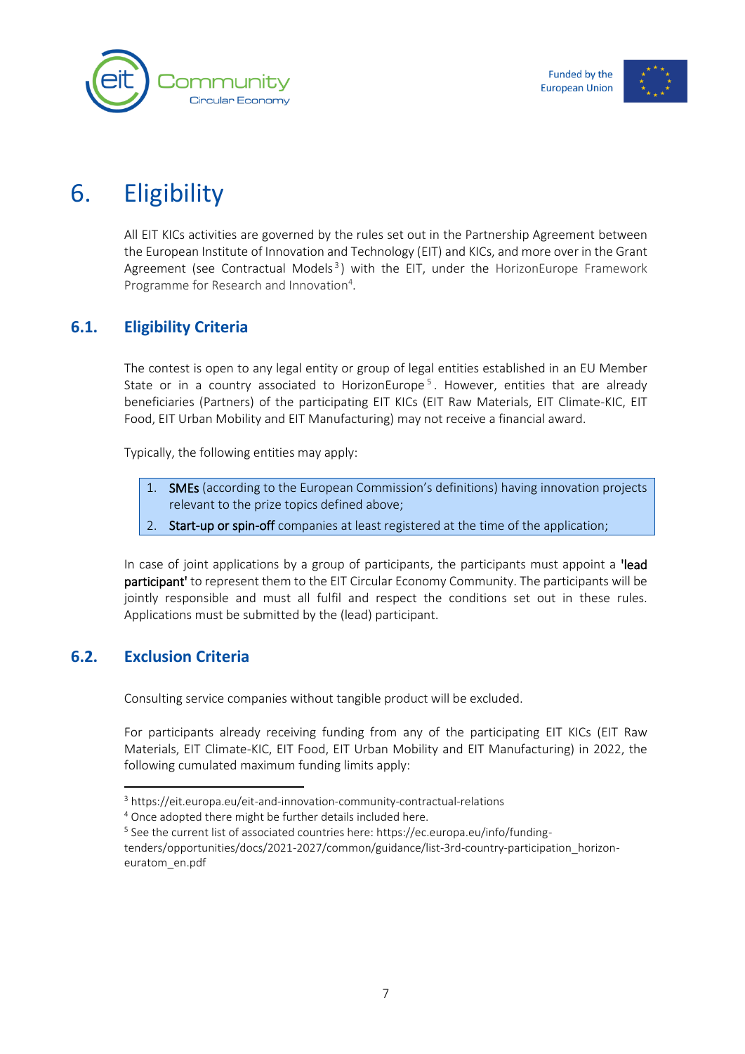# 6. Eligibility

All EIT KICs activities are governed by the rules set out in the Partnership Agreement between the European Institute of Innovation and Technology (EIT) and KICs, and more over in the Grant Agreement (see Contractual Models[3]) with the EIT, under the HorizonEurope Framework Programme for Research and Innovation[4].

## 6.1. Eligibility Criteria

The contest is open to any legal entity or group of legal entities established in an EU Member State or in a country associated to HorizonEurope[5]. However, entities that are already beneficiaries (Partners) of the participating EIT KICs (EIT Raw Materials, EIT Climate-KIC, EIT Food, EIT Urban Mobility and EIT Manufacturing) may not receive a financial award.

Typically, the following entities may apply:

1. **SMEs** (according to the European Commission's definitions) having innovation projects relevant to the prize topics defined above;
2. **Start-up or spin-off** companies at least registered at the time of the application;

In case of joint applications by a group of participants, the participants must appoint a **'lead participant'** to represent them to the EIT Circular Economy Community. The participants will be jointly responsible and must all fulfil and respect the conditions set out in these rules. Applications must be submitted by the (lead) participant.

## 6.2. Exclusion Criteria

Consulting service companies without tangible product will be excluded.

For participants already receiving funding from any of the participating EIT KICs (EIT Raw Materials, EIT Climate-KIC, EIT Food, EIT Urban Mobility and EIT Manufacturing) in 2022, the following cumulated maximum funding limits apply:

---

[3] https://eit.europa.eu/eit-and-innovation-community-contractual-relations

[4] Once adopted there might be further details included here.

[5] See the current list of associated countries here: https://ec.europa.eu/info/funding-tenders/opportunities/docs/2021-2027/common/guidance/list-3rd-country-participation_horizon-euratom_en.pdf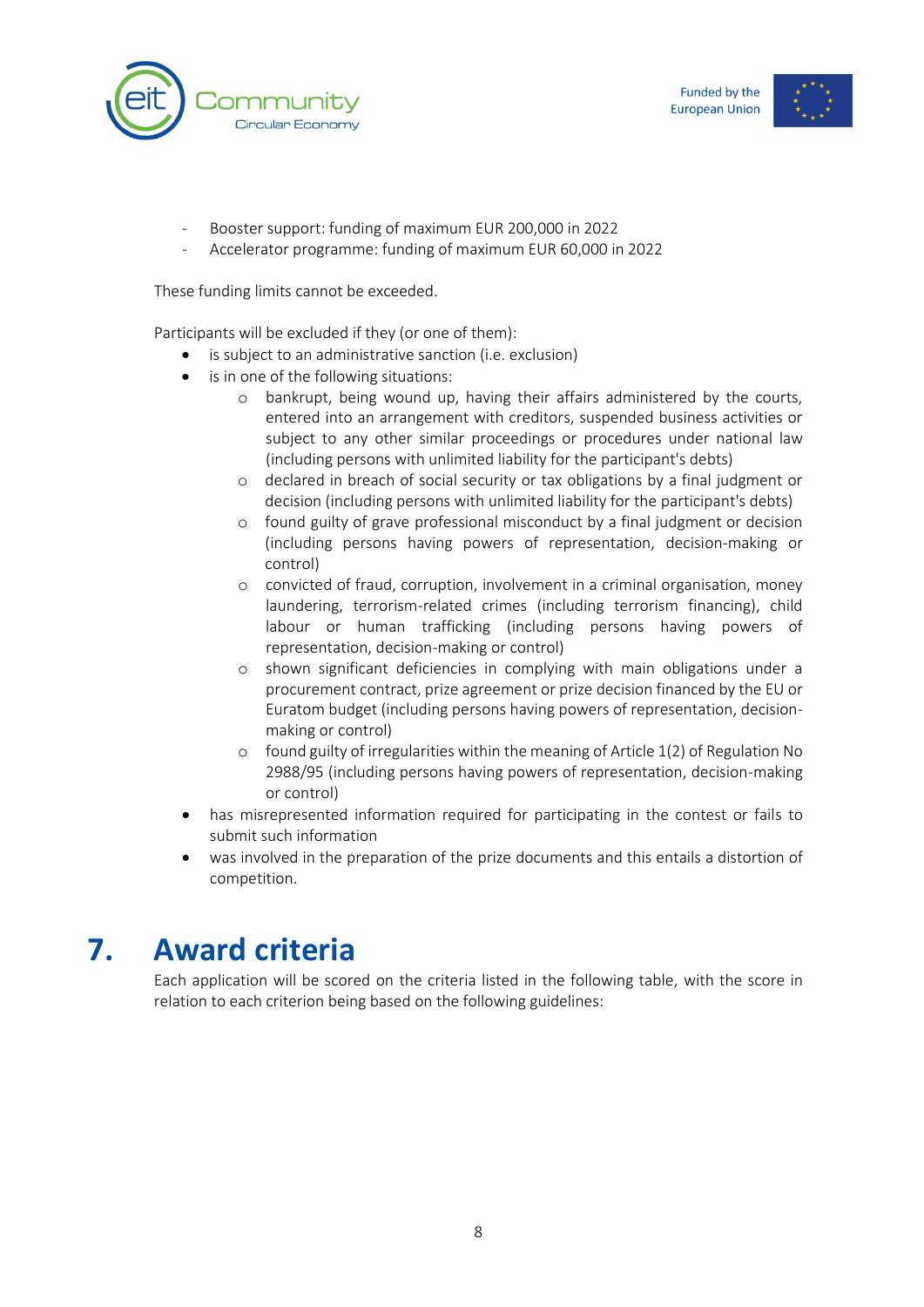- Booster support: funding of maximum EUR 200,000 in 2022
- Accelerator programme: funding of maximum EUR 60,000 in 2022

These funding limits cannot be exceeded.

Participants will be excluded if they (or one of them):

- is subject to an administrative sanction (i.e. exclusion)
- is in one of the following situations:
    - bankrupt, being wound up, having their affairs administered by the courts, entered into an arrangement with creditors, suspended business activities or subject to any other similar proceedings or procedures under national law (including persons with unlimited liability for the participant's debts)
    - declared in breach of social security or tax obligations by a final judgment or decision (including persons with unlimited liability for the participant's debts)
    - found guilty of grave professional misconduct by a final judgment or decision (including persons having powers of representation, decision-making or control)
    - convicted of fraud, corruption, involvement in a criminal organisation, money laundering, terrorism-related crimes (including terrorism financing), child labour or human trafficking (including persons having powers of representation, decision-making or control)
    - shown significant deficiencies in complying with main obligations under a procurement contract, prize agreement or prize decision financed by the EU or Euratom budget (including persons having powers of representation, decision-making or control)
    - found guilty of irregularities within the meaning of Article 1(2) of Regulation No 2988/95 (including persons having powers of representation, decision-making or control)
- has misrepresented information required for participating in the contest or fails to submit such information
- was involved in the preparation of the prize documents and this entails a distortion of competition.

# 7. Award criteria

Each application will be scored on the criteria listed in the following table, with the score in relation to each criterion being based on the following guidelines: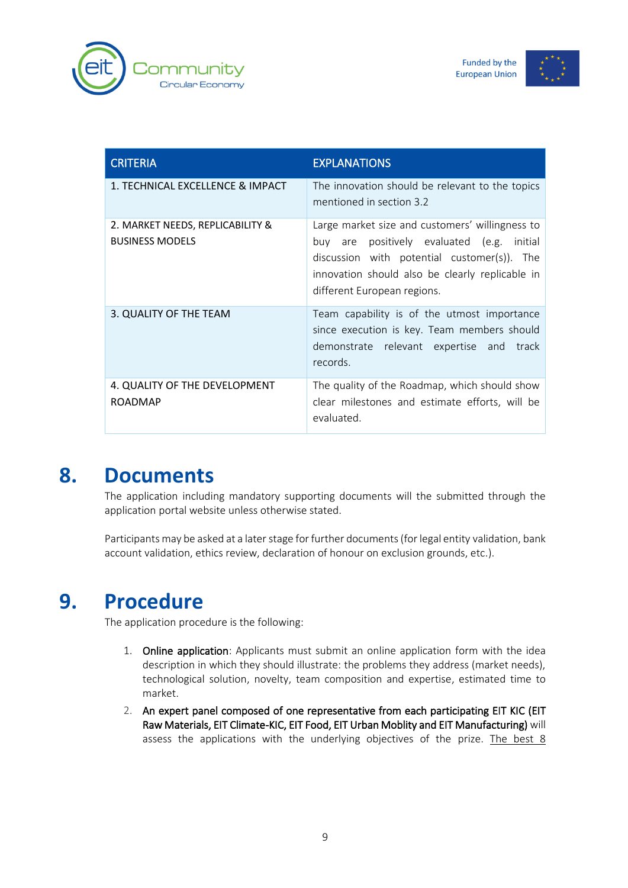| CRITERIA | EXPLANATIONS |
|---|---|
| 1. TECHNICAL EXCELLENCE & IMPACT | The innovation should be relevant to the topics mentioned in section 3.2 |
| 2. MARKET NEEDS, REPLICABILITY & BUSINESS MODELS | Large market size and customers' willingness to buy are positively evaluated (e.g. initial discussion with potential customer(s)). The innovation should also be clearly replicable in different European regions. |
| 3. QUALITY OF THE TEAM | Team capability is of the utmost importance since execution is key. Team members should demonstrate relevant expertise and track records. |
| 4. QUALITY OF THE DEVELOPMENT ROADMAP | The quality of the Roadmap, which should show clear milestones and estimate efforts, will be evaluated. |

# 8. Documents

The application including mandatory supporting documents will the submitted through the application portal website unless otherwise stated.

Participants may be asked at a later stage for further documents (for legal entity validation, bank account validation, ethics review, declaration of honour on exclusion grounds, etc.).

# 9. Procedure

The application procedure is the following:

1. **Online application**: Applicants must submit an online application form with the idea description in which they should illustrate: the problems they address (market needs), technological solution, novelty, team composition and expertise, estimated time to market.
2. **An expert panel composed of one representative from each participating EIT KIC (EIT Raw Materials, EIT Climate-KIC, EIT Food, EIT Urban Moblity and EIT Manufacturing)** will assess the applications with the underlying objectives of the prize. <u>The best 8</u>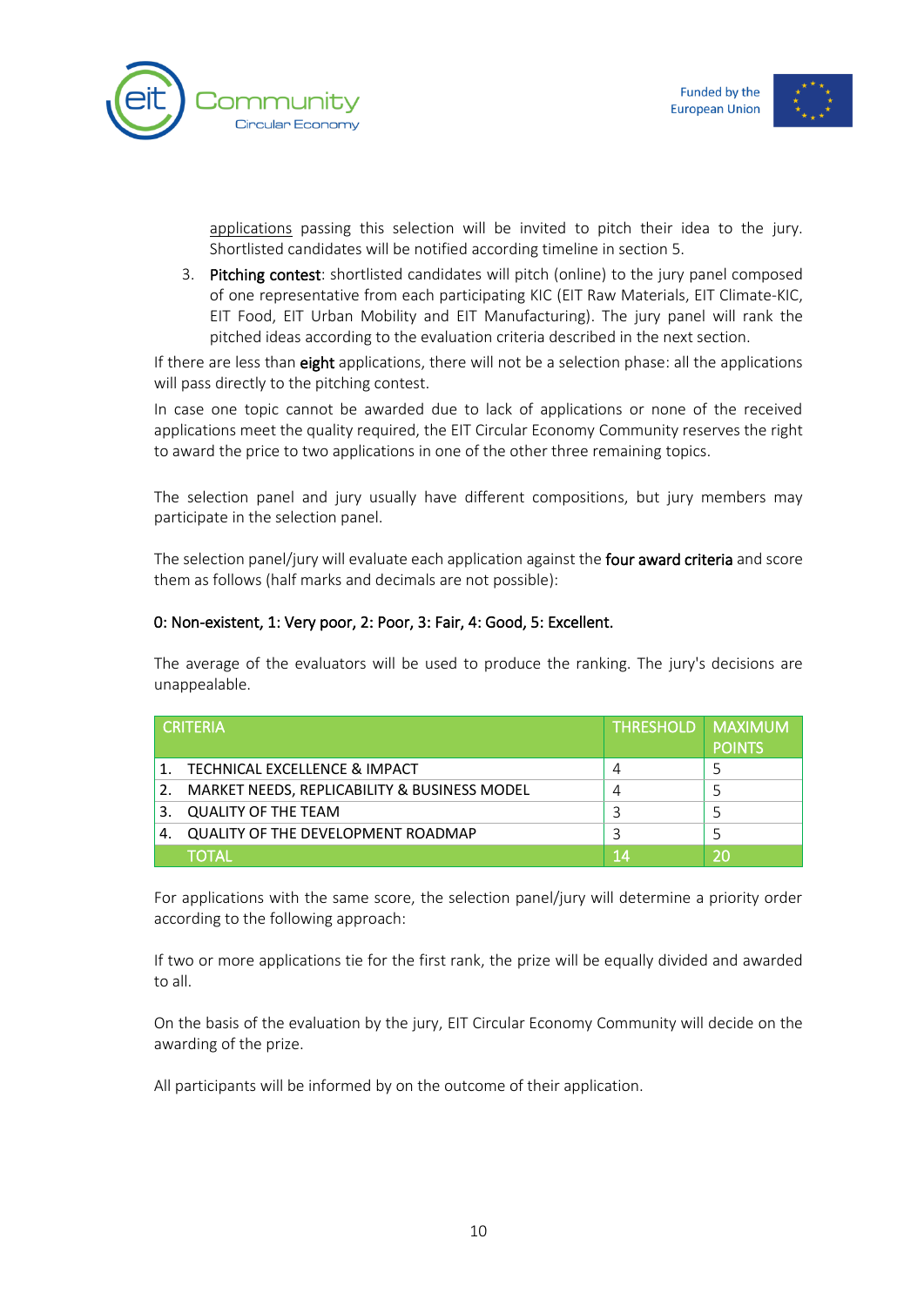applications passing this selection will be invited to pitch their idea to the jury. Shortlisted candidates will be notified according timeline in section 5.

3. **Pitching contest**: shortlisted candidates will pitch (online) to the jury panel composed of one representative from each participating KIC (EIT Raw Materials, EIT Climate-KIC, EIT Food, EIT Urban Mobility and EIT Manufacturing). The jury panel will rank the pitched ideas according to the evaluation criteria described in the next section.

If there are less than **eight** applications, there will not be a selection phase: all the applications will pass directly to the pitching contest.

In case one topic cannot be awarded due to lack of applications or none of the received applications meet the quality required, the EIT Circular Economy Community reserves the right to award the price to two applications in one of the other three remaining topics.

The selection panel and jury usually have different compositions, but jury members may participate in the selection panel.

The selection panel/jury will evaluate each application against the **four award criteria** and score them as follows (half marks and decimals are not possible):

**0: Non-existent, 1: Very poor, 2: Poor, 3: Fair, 4: Good, 5: Excellent.**

The average of the evaluators will be used to produce the ranking. The jury's decisions are unappealable.

| CRITERIA | THRESHOLD | MAXIMUM POINTS |
|---|---|---|
| 1. TECHNICAL EXCELLENCE & IMPACT | 4 | 5 |
| 2. MARKET NEEDS, REPLICABILITY & BUSINESS MODEL | 4 | 5 |
| 3. QUALITY OF THE TEAM | 3 | 5 |
| 4. QUALITY OF THE DEVELOPMENT ROADMAP | 3 | 5 |
| TOTAL | 14 | 20 |

For applications with the same score, the selection panel/jury will determine a priority order according to the following approach:

If two or more applications tie for the first rank, the prize will be equally divided and awarded to all.

On the basis of the evaluation by the jury, EIT Circular Economy Community will decide on the awarding of the prize.

All participants will be informed by on the outcome of their application.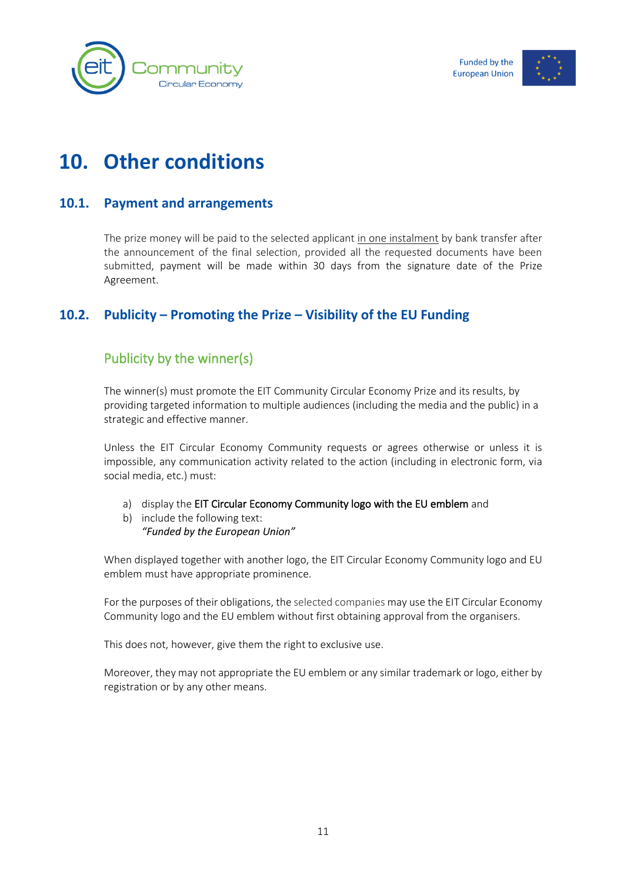# 10. Other conditions

## 10.1. Payment and arrangements

The prize money will be paid to the selected applicant in one instalment by bank transfer after the announcement of the final selection, provided all the requested documents have been submitted, payment will be made within 30 days from the signature date of the Prize Agreement.

## 10.2. Publicity – Promoting the Prize – Visibility of the EU Funding

### Publicity by the winner(s)

The winner(s) must promote the EIT Community Circular Economy Prize and its results, by providing targeted information to multiple audiences (including the media and the public) in a strategic and effective manner.

Unless the EIT Circular Economy Community requests or agrees otherwise or unless it is impossible, any communication activity related to the action (including in electronic form, via social media, etc.) must:

a) display the EIT Circular Economy Community logo with the EU emblem and
b) include the following text:
   *"Funded by the European Union"*

When displayed together with another logo, the EIT Circular Economy Community logo and EU emblem must have appropriate prominence.

For the purposes of their obligations, the selected companies may use the EIT Circular Economy Community logo and the EU emblem without first obtaining approval from the organisers.

This does not, however, give them the right to exclusive use.

Moreover, they may not appropriate the EU emblem or any similar trademark or logo, either by registration or by any other means.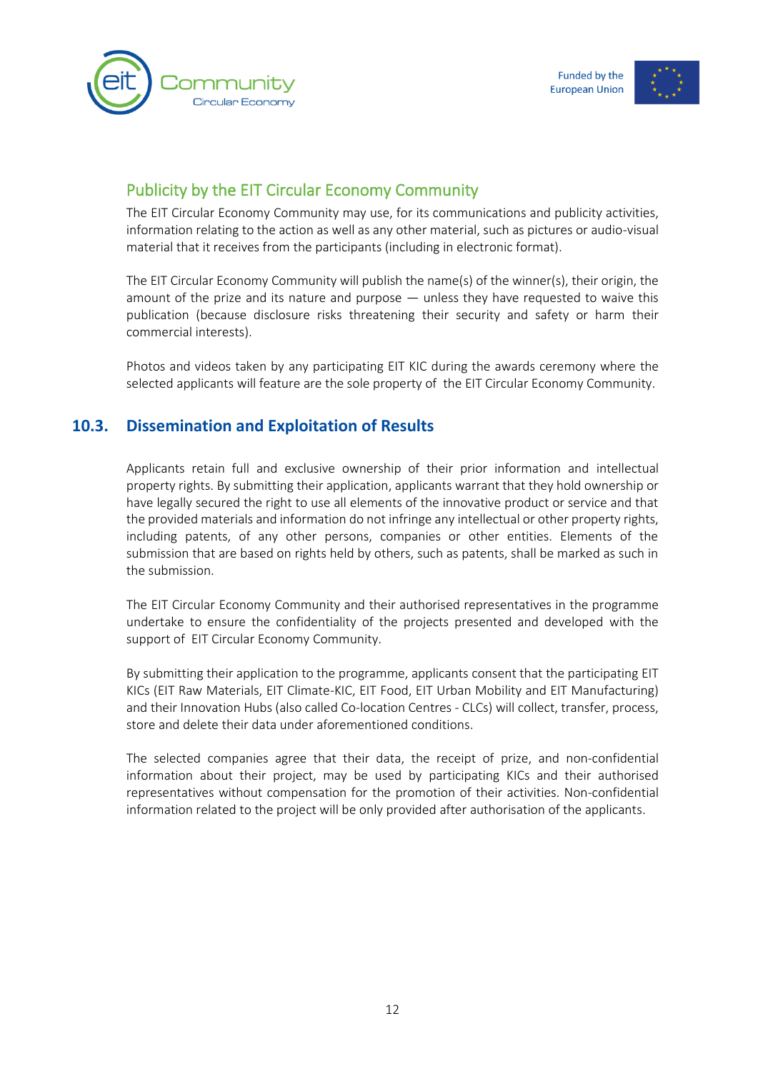### Publicity by the EIT Circular Economy Community

The EIT Circular Economy Community may use, for its communications and publicity activities, information relating to the action as well as any other material, such as pictures or audio-visual material that it receives from the participants (including in electronic format).

The EIT Circular Economy Community will publish the name(s) of the winner(s), their origin, the amount of the prize and its nature and purpose — unless they have requested to waive this publication (because disclosure risks threatening their security and safety or harm their commercial interests).

Photos and videos taken by any participating EIT KIC during the awards ceremony where the selected applicants will feature are the sole property of the EIT Circular Economy Community.

## 10.3. Dissemination and Exploitation of Results

Applicants retain full and exclusive ownership of their prior information and intellectual property rights. By submitting their application, applicants warrant that they hold ownership or have legally secured the right to use all elements of the innovative product or service and that the provided materials and information do not infringe any intellectual or other property rights, including patents, of any other persons, companies or other entities. Elements of the submission that are based on rights held by others, such as patents, shall be marked as such in the submission.

The EIT Circular Economy Community and their authorised representatives in the programme undertake to ensure the confidentiality of the projects presented and developed with the support of EIT Circular Economy Community.

By submitting their application to the programme, applicants consent that the participating EIT KICs (EIT Raw Materials, EIT Climate-KIC, EIT Food, EIT Urban Mobility and EIT Manufacturing) and their Innovation Hubs (also called Co-location Centres - CLCs) will collect, transfer, process, store and delete their data under aforementioned conditions.

The selected companies agree that their data, the receipt of prize, and non-confidential information about their project, may be used by participating KICs and their authorised representatives without compensation for the promotion of their activities. Non-confidential information related to the project will be only provided after authorisation of the applicants.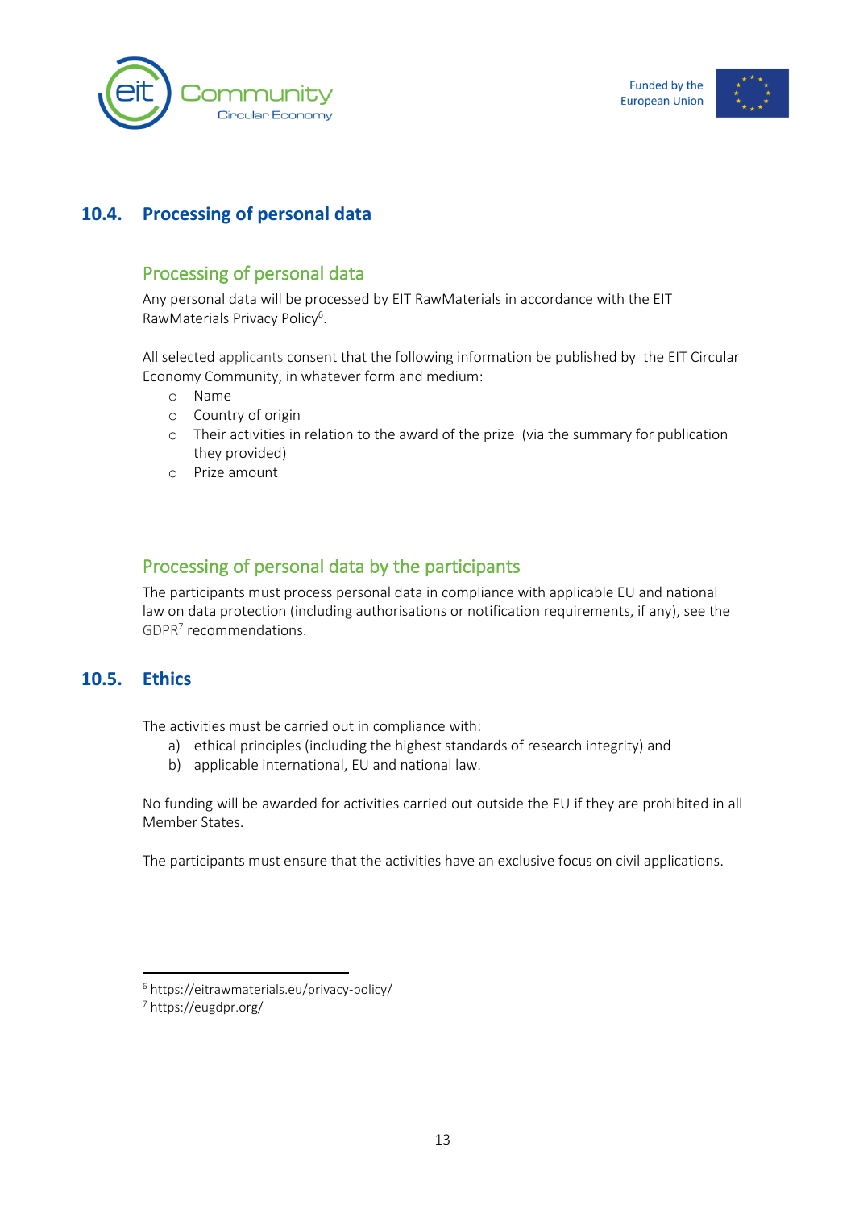## 10.4. Processing of personal data

### Processing of personal data

Any personal data will be processed by EIT RawMaterials in accordance with the EIT RawMaterials Privacy Policy[6].

All selected applicants consent that the following information be published by the EIT Circular Economy Community, in whatever form and medium:

- Name
- Country of origin
- Their activities in relation to the award of the prize (via the summary for publication they provided)
- Prize amount

### Processing of personal data by the participants

The participants must process personal data in compliance with applicable EU and national law on data protection (including authorisations or notification requirements, if any), see the GDPR[7] recommendations.

## 10.5. Ethics

The activities must be carried out in compliance with:

a) ethical principles (including the highest standards of research integrity) and
b) applicable international, EU and national law.

No funding will be awarded for activities carried out outside the EU if they are prohibited in all Member States.

The participants must ensure that the activities have an exclusive focus on civil applications.

[6] https://eitrawmaterials.eu/privacy-policy/

[7] https://eugdpr.org/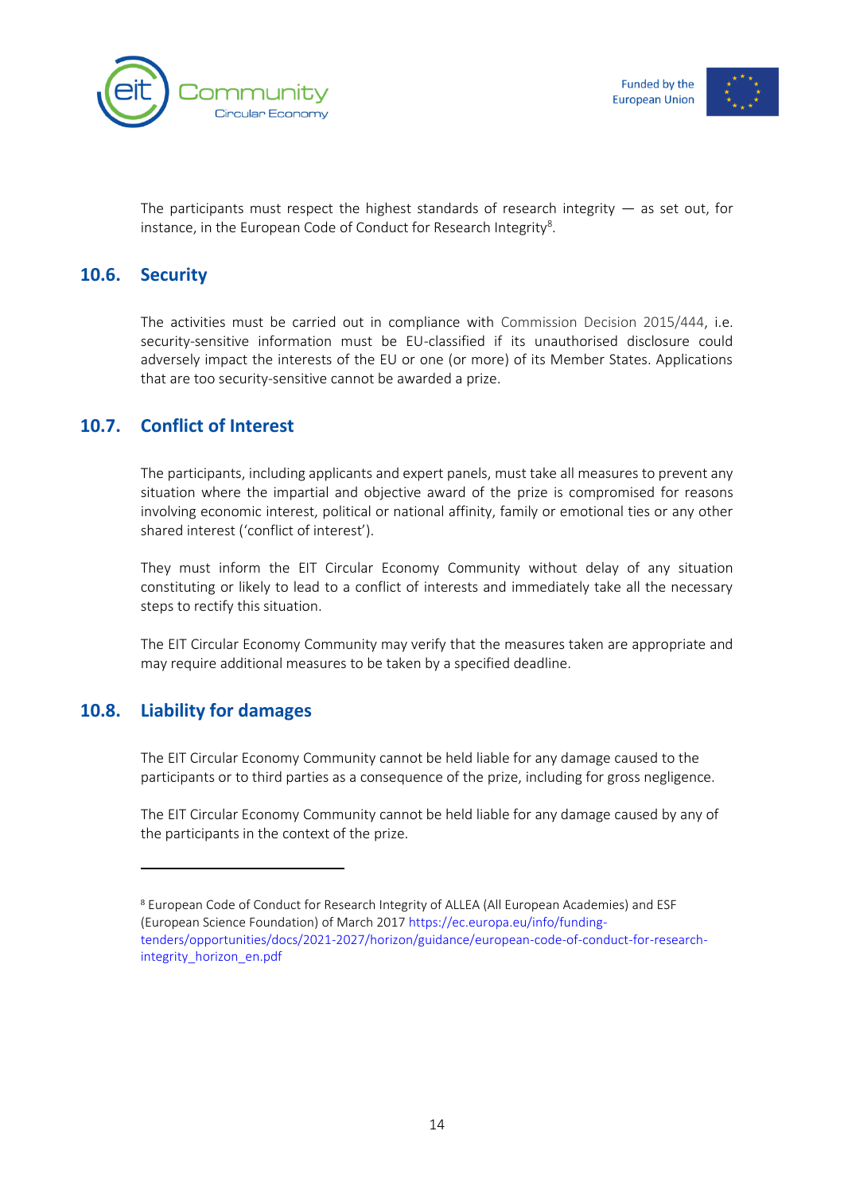The participants must respect the highest standards of research integrity — as set out, for instance, in the European Code of Conduct for Research Integrity[8].

## 10.6. Security

The activities must be carried out in compliance with Commission Decision 2015/444, i.e. security-sensitive information must be EU-classified if its unauthorised disclosure could adversely impact the interests of the EU or one (or more) of its Member States. Applications that are too security-sensitive cannot be awarded a prize.

## 10.7. Conflict of Interest

The participants, including applicants and expert panels, must take all measures to prevent any situation where the impartial and objective award of the prize is compromised for reasons involving economic interest, political or national affinity, family or emotional ties or any other shared interest ('conflict of interest').

They must inform the EIT Circular Economy Community without delay of any situation constituting or likely to lead to a conflict of interests and immediately take all the necessary steps to rectify this situation.

The EIT Circular Economy Community may verify that the measures taken are appropriate and may require additional measures to be taken by a specified deadline.

## 10.8. Liability for damages

The EIT Circular Economy Community cannot be held liable for any damage caused to the participants or to third parties as a consequence of the prize, including for gross negligence.

The EIT Circular Economy Community cannot be held liable for any damage caused by any of the participants in the context of the prize.

---

[8] European Code of Conduct for Research Integrity of ALLEA (All European Academies) and ESF (European Science Foundation) of March 2017 https://ec.europa.eu/info/funding-tenders/opportunities/docs/2021-2027/horizon/guidance/european-code-of-conduct-for-research-integrity_horizon_en.pdf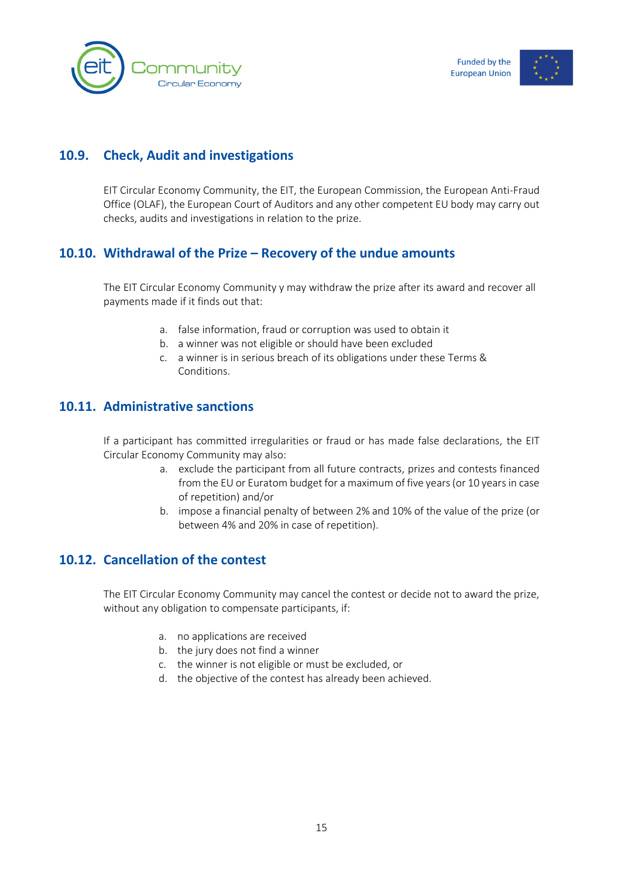## 10.9. Check, Audit and investigations

EIT Circular Economy Community, the EIT, the European Commission, the European Anti-Fraud Office (OLAF), the European Court of Auditors and any other competent EU body may carry out checks, audits and investigations in relation to the prize.

## 10.10. Withdrawal of the Prize – Recovery of the undue amounts

The EIT Circular Economy Community y may withdraw the prize after its award and recover all payments made if it finds out that:

a. false information, fraud or corruption was used to obtain it
b. a winner was not eligible or should have been excluded
c. a winner is in serious breach of its obligations under these Terms & Conditions.

## 10.11. Administrative sanctions

If a participant has committed irregularities or fraud or has made false declarations, the EIT Circular Economy Community may also:

a. exclude the participant from all future contracts, prizes and contests financed from the EU or Euratom budget for a maximum of five years (or 10 years in case of repetition) and/or
b. impose a financial penalty of between 2% and 10% of the value of the prize (or between 4% and 20% in case of repetition).

## 10.12. Cancellation of the contest

The EIT Circular Economy Community may cancel the contest or decide not to award the prize, without any obligation to compensate participants, if:

a. no applications are received
b. the jury does not find a winner
c. the winner is not eligible or must be excluded, or
d. the objective of the contest has already been achieved.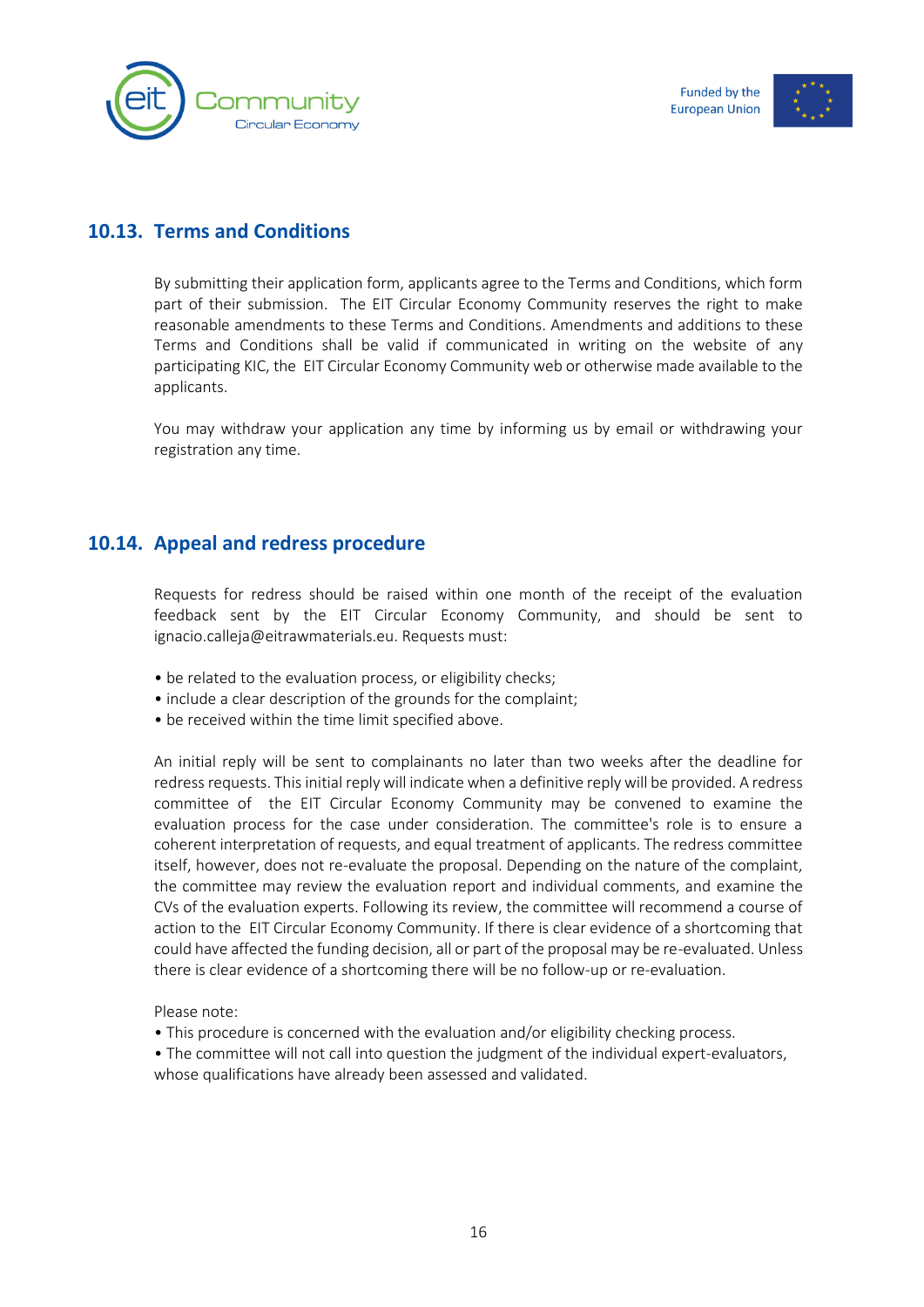## 10.13. Terms and Conditions

By submitting their application form, applicants agree to the Terms and Conditions, which form part of their submission. The EIT Circular Economy Community reserves the right to make reasonable amendments to these Terms and Conditions. Amendments and additions to these Terms and Conditions shall be valid if communicated in writing on the website of any participating KIC, the EIT Circular Economy Community web or otherwise made available to the applicants.

You may withdraw your application any time by informing us by email or withdrawing your registration any time.

## 10.14. Appeal and redress procedure

Requests for redress should be raised within one month of the receipt of the evaluation feedback sent by the EIT Circular Economy Community, and should be sent to ignacio.calleja@eitrawmaterials.eu. Requests must:

- be related to the evaluation process, or eligibility checks;
- include a clear description of the grounds for the complaint;
- be received within the time limit specified above.

An initial reply will be sent to complainants no later than two weeks after the deadline for redress requests. This initial reply will indicate when a definitive reply will be provided. A redress committee of the EIT Circular Economy Community may be convened to examine the evaluation process for the case under consideration. The committee's role is to ensure a coherent interpretation of requests, and equal treatment of applicants. The redress committee itself, however, does not re-evaluate the proposal. Depending on the nature of the complaint, the committee may review the evaluation report and individual comments, and examine the CVs of the evaluation experts. Following its review, the committee will recommend a course of action to the EIT Circular Economy Community. If there is clear evidence of a shortcoming that could have affected the funding decision, all or part of the proposal may be re-evaluated. Unless there is clear evidence of a shortcoming there will be no follow-up or re-evaluation.

Please note:

- This procedure is concerned with the evaluation and/or eligibility checking process.
- The committee will not call into question the judgment of the individual expert-evaluators, whose qualifications have already been assessed and validated.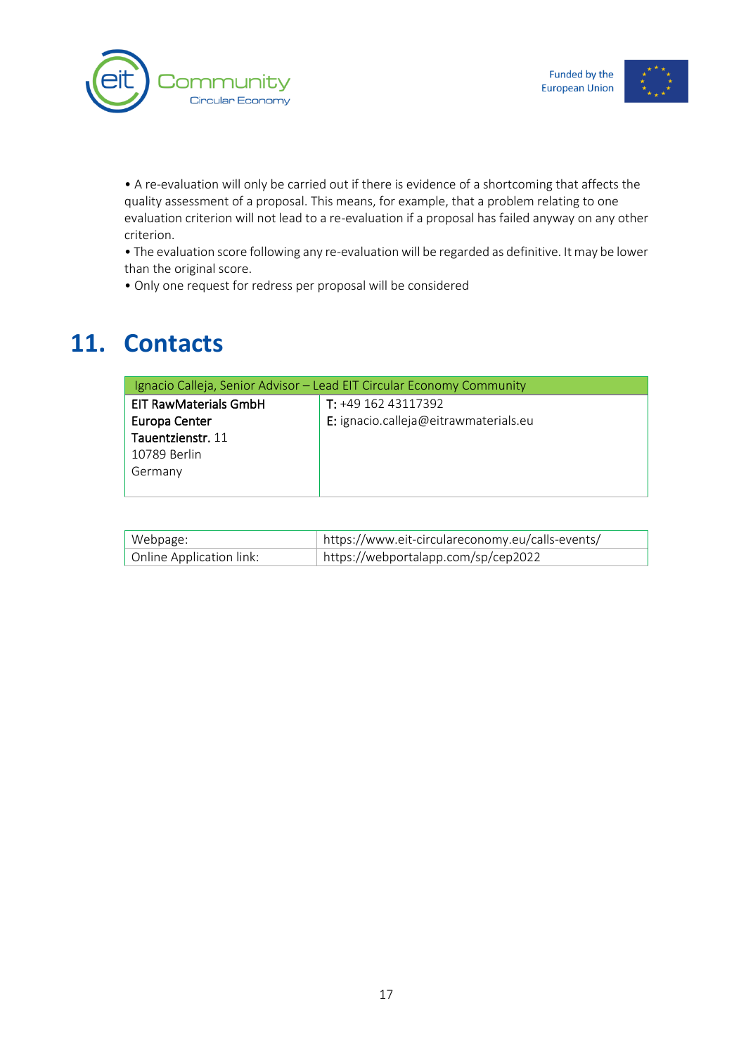• A re-evaluation will only be carried out if there is evidence of a shortcoming that affects the quality assessment of a proposal. This means, for example, that a problem relating to one evaluation criterion will not lead to a re-evaluation if a proposal has failed anyway on any other criterion.
• The evaluation score following any re-evaluation will be regarded as definitive. It may be lower than the original score.
• Only one request for redress per proposal will be considered

# 11. Contacts

| Ignacio Calleja, Senior Advisor – Lead EIT Circular Economy Community | |
|---|---|
| **EIT RawMaterials GmbH**<br>**Europa Center**<br>**Tauentzienstr.** 11<br>10789 Berlin<br>Germany | **T:** +49 162 43117392<br>**E:** ignacio.calleja@eitrawmaterials.eu |

| | |
|---|---|
| Webpage: | https://www.eit-circulareconomy.eu/calls-events/ |
| Online Application link: | https://webportalapp.com/sp/cep2022 |